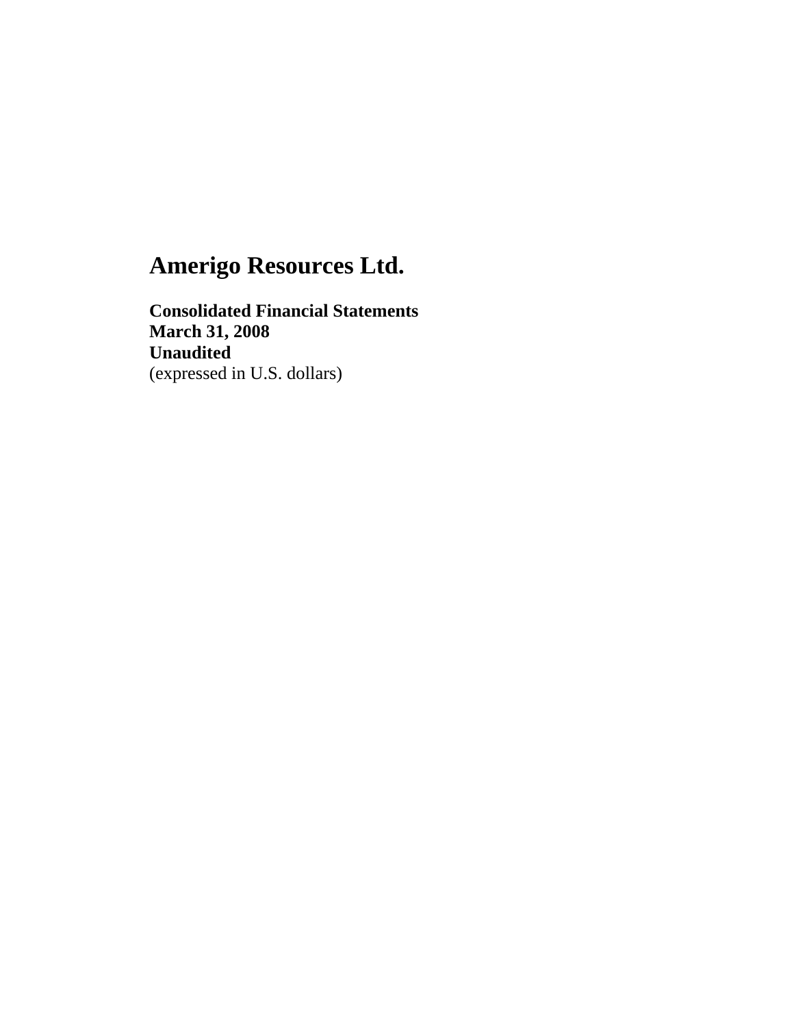# Amerigo Resources Ltd.

**Consolidated Financial Statements**
**March 31, 2008**
**Unaudited**
(expressed in U.S. dollars)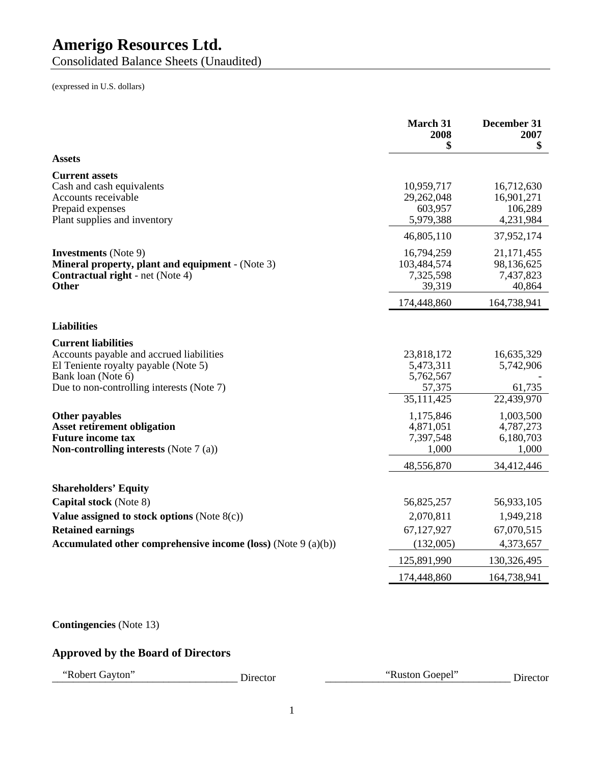# Amerigo Resources Ltd.

Consolidated Balance Sheets (Unaudited)

(expressed in U.S. dollars)

| | March 31 2008 $ | December 31 2007 $ |
|---|---|---|
| **Assets** | | |
| **Current assets** | | |
| Cash and cash equivalents | 10,959,717 | 16,712,630 |
| Accounts receivable | 29,262,048 | 16,901,271 |
| Prepaid expenses | 603,957 | 106,289 |
| Plant supplies and inventory | 5,979,388 | 4,231,984 |
| | 46,805,110 | 37,952,174 |
| **Investments** (Note 9) | 16,794,259 | 21,171,455 |
| **Mineral property, plant and equipment** - (Note 3) | 103,484,574 | 98,136,625 |
| **Contractual right** - net (Note 4) | 7,325,598 | 7,437,823 |
| **Other** | 39,319 | 40,864 |
| | 174,448,860 | 164,738,941 |
| **Liabilities** | | |
| **Current liabilities** | | |
| Accounts payable and accrued liabilities | 23,818,172 | 16,635,329 |
| El Teniente royalty payable (Note 5) | 5,473,311 | 5,742,906 |
| Bank loan (Note 6) | 5,762,567 | - |
| Due to non-controlling interests (Note 7) | 57,375 | 61,735 |
| | 35,111,425 | 22,439,970 |
| **Other payables** | 1,175,846 | 1,003,500 |
| **Asset retirement obligation** | 4,871,051 | 4,787,273 |
| **Future income tax** | 7,397,548 | 6,180,703 |
| **Non-controlling interests** (Note 7 (a)) | 1,000 | 1,000 |
| | 48,556,870 | 34,412,446 |
| **Shareholders' Equity** | | |
| **Capital stock** (Note 8) | 56,825,257 | 56,933,105 |
| **Value assigned to stock options** (Note 8(c)) | 2,070,811 | 1,949,218 |
| **Retained earnings** | 67,127,927 | 67,070,515 |
| **Accumulated other comprehensive income (loss)** (Note 9 (a)(b)) | (132,005) | 4,373,657 |
| | 125,891,990 | 130,326,495 |
| | 174,448,860 | 164,738,941 |

**Contingencies** (Note 13)

## Approved by the Board of Directors

"Robert Gayton" Director          "Ruston Goepel" Director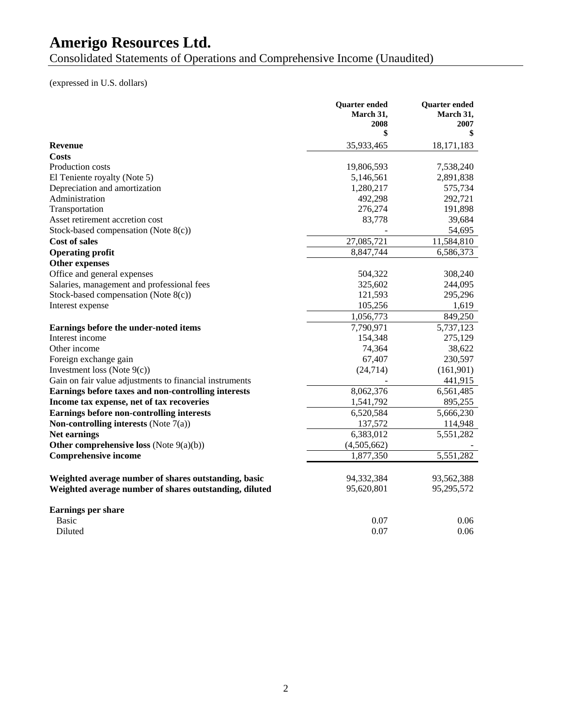# Amerigo Resources Ltd.

Consolidated Statements of Operations and Comprehensive Income (Unaudited)

(expressed in U.S. dollars)

| | Quarter ended March 31, 2008 $ | Quarter ended March 31, 2007 $ |
|---|---|---|
| **Revenue** | 35,933,465 | 18,171,183 |
| **Costs** | | |
| Production costs | 19,806,593 | 7,538,240 |
| El Teniente royalty (Note 5) | 5,146,561 | 2,891,838 |
| Depreciation and amortization | 1,280,217 | 575,734 |
| Administration | 492,298 | 292,721 |
| Transportation | 276,274 | 191,898 |
| Asset retirement accretion cost | 83,778 | 39,684 |
| Stock-based compensation (Note 8(c)) | - | 54,695 |
| **Cost of sales** | 27,085,721 | 11,584,810 |
| **Operating profit** | 8,847,744 | 6,586,373 |
| **Other expenses** | | |
| Office and general expenses | 504,322 | 308,240 |
| Salaries, management and professional fees | 325,602 | 244,095 |
| Stock-based compensation (Note 8(c)) | 121,593 | 295,296 |
| Interest expense | 105,256 | 1,619 |
| | 1,056,773 | 849,250 |
| **Earnings before the under-noted items** | 7,790,971 | 5,737,123 |
| Interest income | 154,348 | 275,129 |
| Other income | 74,364 | 38,622 |
| Foreign exchange gain | 67,407 | 230,597 |
| Investment loss (Note 9(c)) | (24,714) | (161,901) |
| Gain on fair value adjustments to financial instruments | - | 441,915 |
| **Earnings before taxes and non-controlling interests** | 8,062,376 | 6,561,485 |
| **Income tax expense, net of tax recoveries** | 1,541,792 | 895,255 |
| **Earnings before non-controlling interests** | 6,520,584 | 5,666,230 |
| **Non-controlling interests** (Note 7(a)) | 137,572 | 114,948 |
| **Net earnings** | 6,383,012 | 5,551,282 |
| **Other comprehensive loss** (Note 9(a)(b)) | (4,505,662) | - |
| **Comprehensive income** | 1,877,350 | 5,551,282 |
| | | |
| **Weighted average number of shares outstanding, basic** | 94,332,384 | 93,562,388 |
| **Weighted average number of shares outstanding, diluted** | 95,620,801 | 95,295,572 |
| | | |
| **Earnings per share** | | |
| Basic | 0.07 | 0.06 |
| Diluted | 0.07 | 0.06 |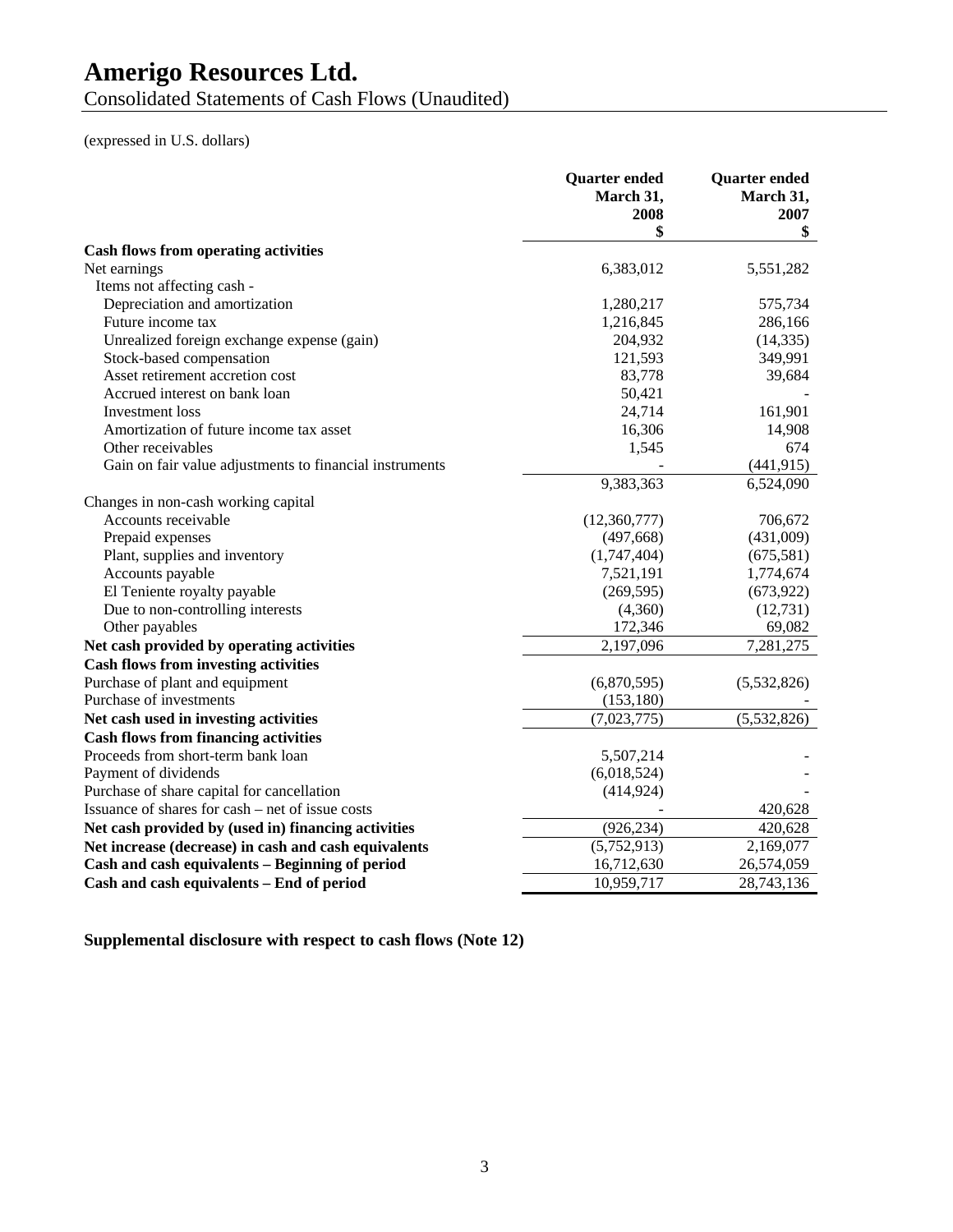# Amerigo Resources Ltd.

Consolidated Statements of Cash Flows (Unaudited)

(expressed in U.S. dollars)

| | Quarter ended March 31, 2008 $ | Quarter ended March 31, 2007 $ |
|---|---|---|
| **Cash flows from operating activities** | | |
| Net earnings | 6,383,012 | 5,551,282 |
| Items not affecting cash - | | |
| Depreciation and amortization | 1,280,217 | 575,734 |
| Future income tax | 1,216,845 | 286,166 |
| Unrealized foreign exchange expense (gain) | 204,932 | (14,335) |
| Stock-based compensation | 121,593 | 349,991 |
| Asset retirement accretion cost | 83,778 | 39,684 |
| Accrued interest on bank loan | 50,421 | - |
| Investment loss | 24,714 | 161,901 |
| Amortization of future income tax asset | 16,306 | 14,908 |
| Other receivables | 1,545 | 674 |
| Gain on fair value adjustments to financial instruments | - | (441,915) |
| | 9,383,363 | 6,524,090 |
| Changes in non-cash working capital | | |
| Accounts receivable | (12,360,777) | 706,672 |
| Prepaid expenses | (497,668) | (431,009) |
| Plant, supplies and inventory | (1,747,404) | (675,581) |
| Accounts payable | 7,521,191 | 1,774,674 |
| El Teniente royalty payable | (269,595) | (673,922) |
| Due to non-controlling interests | (4,360) | (12,731) |
| Other payables | 172,346 | 69,082 |
| **Net cash provided by operating activities** | 2,197,096 | 7,281,275 |
| **Cash flows from investing activities** | | |
| Purchase of plant and equipment | (6,870,595) | (5,532,826) |
| Purchase of investments | (153,180) | - |
| **Net cash used in investing activities** | (7,023,775) | (5,532,826) |
| **Cash flows from financing activities** | | |
| Proceeds from short-term bank loan | 5,507,214 | - |
| Payment of dividends | (6,018,524) | - |
| Purchase of share capital for cancellation | (414,924) | - |
| Issuance of shares for cash – net of issue costs | - | 420,628 |
| **Net cash provided by (used in) financing activities** | (926,234) | 420,628 |
| **Net increase (decrease) in cash and cash equivalents** | (5,752,913) | 2,169,077 |
| **Cash and cash equivalents – Beginning of period** | 16,712,630 | 26,574,059 |
| **Cash and cash equivalents – End of period** | 10,959,717 | 28,743,136 |

**Supplemental disclosure with respect to cash flows (Note 12)**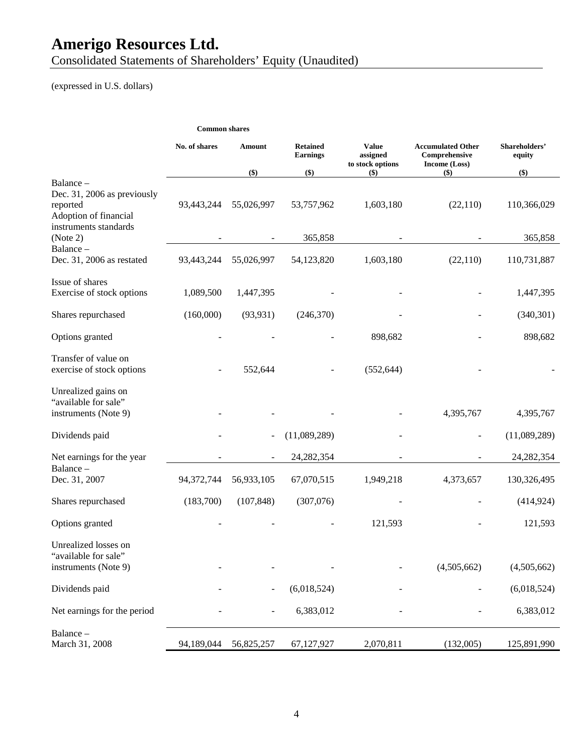# Amerigo Resources Ltd.

Consolidated Statements of Shareholders' Equity (Unaudited)

(expressed in U.S. dollars)

| | Common shares | | | | | |
|---|---|---|---|---|---|---|
| | No. of shares | Amount ($) | Retained Earnings ($) | Value assigned to stock options ($) | Accumulated Other Comprehensive Income (Loss) ($) | Shareholders' equity ($) |
| Balance – Dec. 31, 2006 as previously reported | 93,443,244 | 55,026,997 | 53,757,962 | 1,603,180 | (22,110) | 110,366,029 |
| Adoption of financial instruments standards (Note 2) | - | - | 365,858 | - | - | 365,858 |
| Balance – Dec. 31, 2006 as restated | 93,443,244 | 55,026,997 | 54,123,820 | 1,603,180 | (22,110) | 110,731,887 |
| Issue of shares Exercise of stock options | 1,089,500 | 1,447,395 | - | - | - | 1,447,395 |
| Shares repurchased | (160,000) | (93,931) | (246,370) | - | - | (340,301) |
| Options granted | - | - | - | 898,682 | - | 898,682 |
| Transfer of value on exercise of stock options | - | 552,644 | - | (552,644) | - | - |
| Unrealized gains on "available for sale" instruments (Note 9) | - | - | - | - | 4,395,767 | 4,395,767 |
| Dividends paid | - | - | (11,089,289) | - | - | (11,089,289) |
| Net earnings for the year | - | - | 24,282,354 | - | - | 24,282,354 |
| Balance – Dec. 31, 2007 | 94,372,744 | 56,933,105 | 67,070,515 | 1,949,218 | 4,373,657 | 130,326,495 |
| Shares repurchased | (183,700) | (107,848) | (307,076) | - | - | (414,924) |
| Options granted | - | - | - | 121,593 | - | 121,593 |
| Unrealized losses on "available for sale" instruments (Note 9) | - | - | - | - | (4,505,662) | (4,505,662) |
| Dividends paid | - | - | (6,018,524) | - | - | (6,018,524) |
| Net earnings for the period | - | - | 6,383,012 | - | - | 6,383,012 |
| Balance – March 31, 2008 | 94,189,044 | 56,825,257 | 67,127,927 | 2,070,811 | (132,005) | 125,891,990 |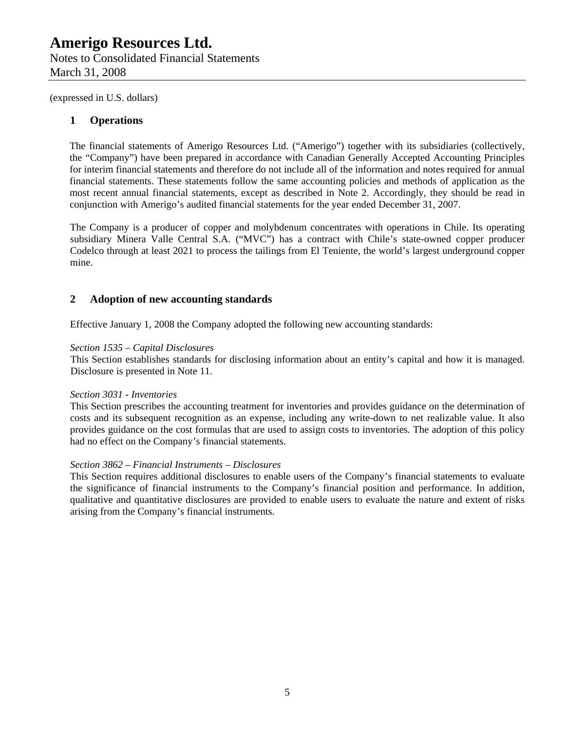(expressed in U.S. dollars)

## 1 Operations

The financial statements of Amerigo Resources Ltd. ("Amerigo") together with its subsidiaries (collectively, the "Company") have been prepared in accordance with Canadian Generally Accepted Accounting Principles for interim financial statements and therefore do not include all of the information and notes required for annual financial statements. These statements follow the same accounting policies and methods of application as the most recent annual financial statements, except as described in Note 2. Accordingly, they should be read in conjunction with Amerigo's audited financial statements for the year ended December 31, 2007.

The Company is a producer of copper and molybdenum concentrates with operations in Chile. Its operating subsidiary Minera Valle Central S.A. ("MVC") has a contract with Chile's state-owned copper producer Codelco through at least 2021 to process the tailings from El Teniente, the world's largest underground copper mine.

## 2 Adoption of new accounting standards

Effective January 1, 2008 the Company adopted the following new accounting standards:

*Section 1535 – Capital Disclosures*
This Section establishes standards for disclosing information about an entity's capital and how it is managed. Disclosure is presented in Note 11.

*Section 3031 - Inventories*
This Section prescribes the accounting treatment for inventories and provides guidance on the determination of costs and its subsequent recognition as an expense, including any write-down to net realizable value. It also provides guidance on the cost formulas that are used to assign costs to inventories. The adoption of this policy had no effect on the Company's financial statements.

*Section 3862 – Financial Instruments – Disclosures*
This Section requires additional disclosures to enable users of the Company's financial statements to evaluate the significance of financial instruments to the Company's financial position and performance. In addition, qualitative and quantitative disclosures are provided to enable users to evaluate the nature and extent of risks arising from the Company's financial instruments.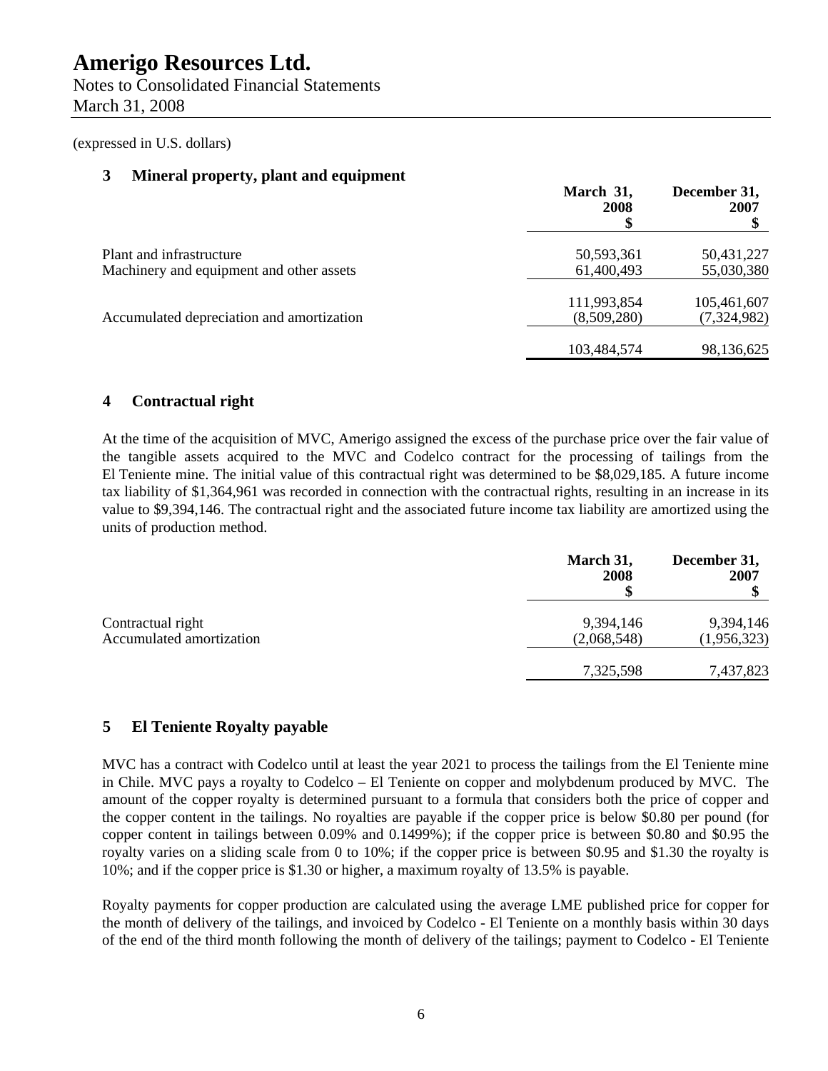(expressed in U.S. dollars)

## 3 Mineral property, plant and equipment

| | March 31, 2008 $ | December 31, 2007 $ |
|---|---|---|
| Plant and infrastructure | 50,593,361 | 50,431,227 |
| Machinery and equipment and other assets | 61,400,493 | 55,030,380 |
| | 111,993,854 | 105,461,607 |
| Accumulated depreciation and amortization | (8,509,280) | (7,324,982) |
| | 103,484,574 | 98,136,625 |

## 4 Contractual right

At the time of the acquisition of MVC, Amerigo assigned the excess of the purchase price over the fair value of the tangible assets acquired to the MVC and Codelco contract for the processing of tailings from the El Teniente mine. The initial value of this contractual right was determined to be $8,029,185. A future income tax liability of $1,364,961 was recorded in connection with the contractual rights, resulting in an increase in its value to $9,394,146. The contractual right and the associated future income tax liability are amortized using the units of production method.

| | March 31, 2008 $ | December 31, 2007 $ |
|---|---|---|
| Contractual right | 9,394,146 | 9,394,146 |
| Accumulated amortization | (2,068,548) | (1,956,323) |
| | 7,325,598 | 7,437,823 |

## 5 El Teniente Royalty payable

MVC has a contract with Codelco until at least the year 2021 to process the tailings from the El Teniente mine in Chile. MVC pays a royalty to Codelco – El Teniente on copper and molybdenum produced by MVC. The amount of the copper royalty is determined pursuant to a formula that considers both the price of copper and the copper content in the tailings. No royalties are payable if the copper price is below $0.80 per pound (for copper content in tailings between 0.09% and 0.1499%); if the copper price is between $0.80 and $0.95 the royalty varies on a sliding scale from 0 to 10%; if the copper price is between $0.95 and $1.30 the royalty is 10%; and if the copper price is $1.30 or higher, a maximum royalty of 13.5% is payable.

Royalty payments for copper production are calculated using the average LME published price for copper for the month of delivery of the tailings, and invoiced by Codelco - El Teniente on a monthly basis within 30 days of the end of the third month following the month of delivery of the tailings; payment to Codelco - El Teniente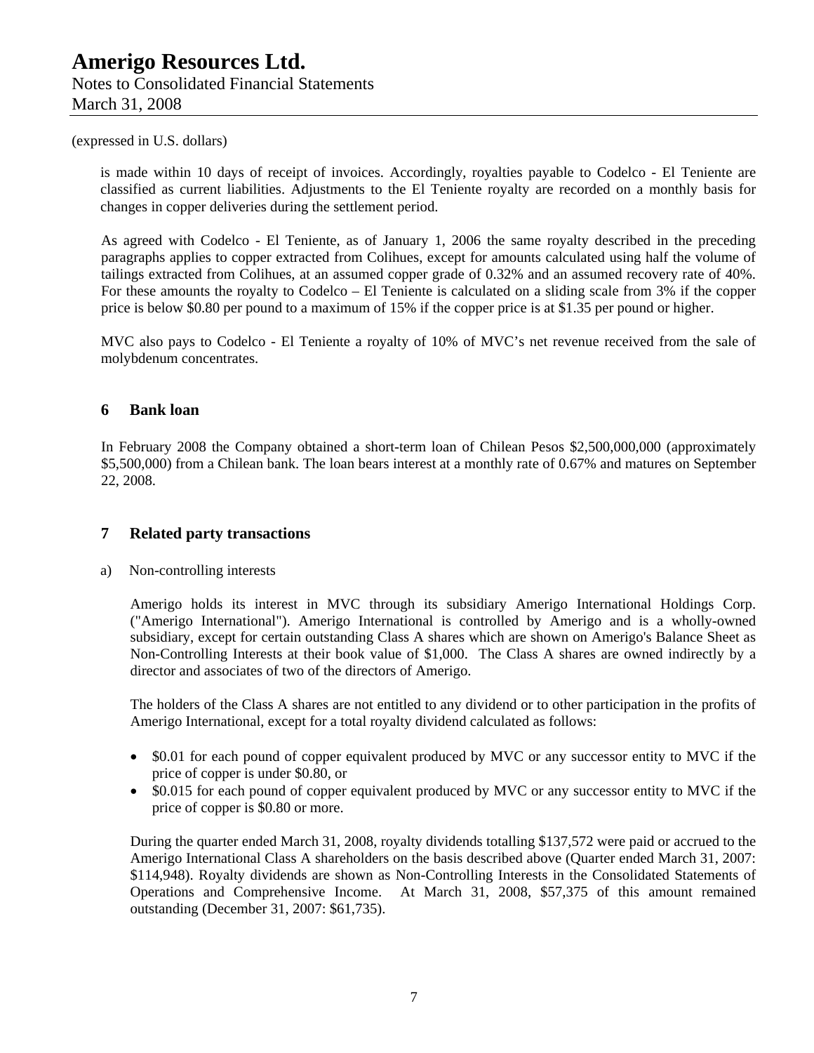(expressed in U.S. dollars)

is made within 10 days of receipt of invoices. Accordingly, royalties payable to Codelco - El Teniente are classified as current liabilities. Adjustments to the El Teniente royalty are recorded on a monthly basis for changes in copper deliveries during the settlement period.

As agreed with Codelco - El Teniente, as of January 1, 2006 the same royalty described in the preceding paragraphs applies to copper extracted from Colihues, except for amounts calculated using half the volume of tailings extracted from Colihues, at an assumed copper grade of 0.32% and an assumed recovery rate of 40%. For these amounts the royalty to Codelco – El Teniente is calculated on a sliding scale from 3% if the copper price is below $0.80 per pound to a maximum of 15% if the copper price is at $1.35 per pound or higher.

MVC also pays to Codelco - El Teniente a royalty of 10% of MVC's net revenue received from the sale of molybdenum concentrates.

## 6 Bank loan

In February 2008 the Company obtained a short-term loan of Chilean Pesos $2,500,000,000 (approximately $5,500,000) from a Chilean bank. The loan bears interest at a monthly rate of 0.67% and matures on September 22, 2008.

## 7 Related party transactions

a) Non-controlling interests

Amerigo holds its interest in MVC through its subsidiary Amerigo International Holdings Corp. ("Amerigo International"). Amerigo International is controlled by Amerigo and is a wholly-owned subsidiary, except for certain outstanding Class A shares which are shown on Amerigo's Balance Sheet as Non-Controlling Interests at their book value of $1,000. The Class A shares are owned indirectly by a director and associates of two of the directors of Amerigo.

The holders of the Class A shares are not entitled to any dividend or to other participation in the profits of Amerigo International, except for a total royalty dividend calculated as follows:

- $0.01 for each pound of copper equivalent produced by MVC or any successor entity to MVC if the price of copper is under $0.80, or
- $0.015 for each pound of copper equivalent produced by MVC or any successor entity to MVC if the price of copper is $0.80 or more.

During the quarter ended March 31, 2008, royalty dividends totalling $137,572 were paid or accrued to the Amerigo International Class A shareholders on the basis described above (Quarter ended March 31, 2007: $114,948). Royalty dividends are shown as Non-Controlling Interests in the Consolidated Statements of Operations and Comprehensive Income. At March 31, 2008, $57,375 of this amount remained outstanding (December 31, 2007: $61,735).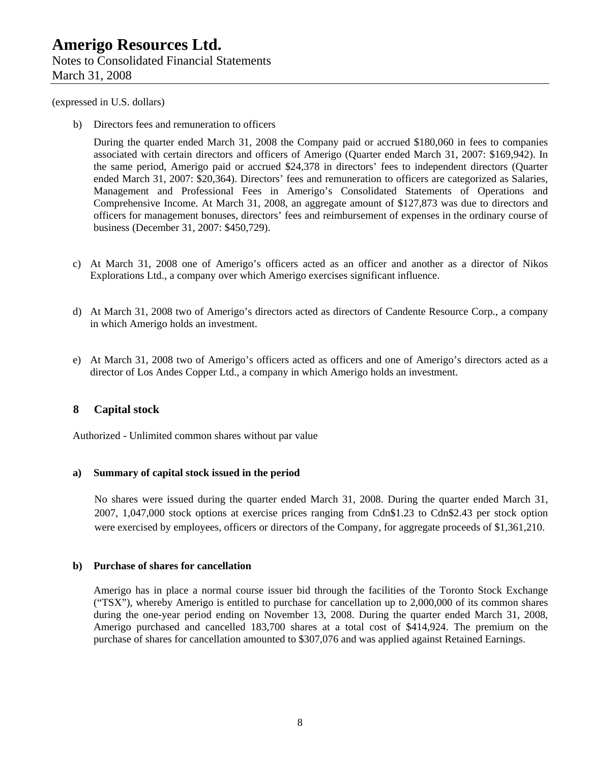(expressed in U.S. dollars)

b) Directors fees and remuneration to officers

During the quarter ended March 31, 2008 the Company paid or accrued $180,060 in fees to companies associated with certain directors and officers of Amerigo (Quarter ended March 31, 2007: $169,942). In the same period, Amerigo paid or accrued $24,378 in directors' fees to independent directors (Quarter ended March 31, 2007: $20,364). Directors' fees and remuneration to officers are categorized as Salaries, Management and Professional Fees in Amerigo's Consolidated Statements of Operations and Comprehensive Income. At March 31, 2008, an aggregate amount of $127,873 was due to directors and officers for management bonuses, directors' fees and reimbursement of expenses in the ordinary course of business (December 31, 2007: $450,729).

c) At March 31, 2008 one of Amerigo's officers acted as an officer and another as a director of Nikos Explorations Ltd., a company over which Amerigo exercises significant influence.

d) At March 31, 2008 two of Amerigo's directors acted as directors of Candente Resource Corp., a company in which Amerigo holds an investment.

e) At March 31, 2008 two of Amerigo's officers acted as officers and one of Amerigo's directors acted as a director of Los Andes Copper Ltd., a company in which Amerigo holds an investment.

## 8 Capital stock

Authorized - Unlimited common shares without par value

### a) Summary of capital stock issued in the period

No shares were issued during the quarter ended March 31, 2008. During the quarter ended March 31, 2007, 1,047,000 stock options at exercise prices ranging from Cdn$1.23 to Cdn$2.43 per stock option were exercised by employees, officers or directors of the Company, for aggregate proceeds of $1,361,210.

### b) Purchase of shares for cancellation

Amerigo has in place a normal course issuer bid through the facilities of the Toronto Stock Exchange ("TSX"), whereby Amerigo is entitled to purchase for cancellation up to 2,000,000 of its common shares during the one-year period ending on November 13, 2008. During the quarter ended March 31, 2008, Amerigo purchased and cancelled 183,700 shares at a total cost of $414,924. The premium on the purchase of shares for cancellation amounted to $307,076 and was applied against Retained Earnings.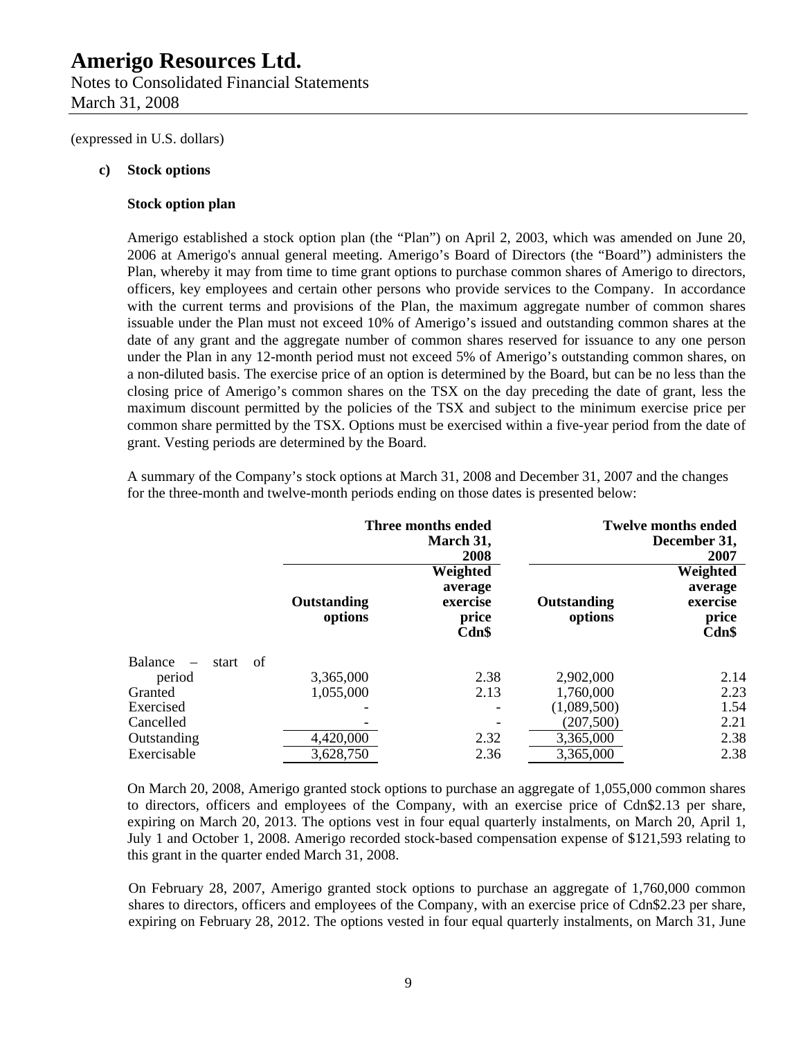(expressed in U.S. dollars)

**c) Stock options**

**Stock option plan**

Amerigo established a stock option plan (the "Plan") on April 2, 2003, which was amended on June 20, 2006 at Amerigo's annual general meeting. Amerigo's Board of Directors (the "Board") administers the Plan, whereby it may from time to time grant options to purchase common shares of Amerigo to directors, officers, key employees and certain other persons who provide services to the Company. In accordance with the current terms and provisions of the Plan, the maximum aggregate number of common shares issuable under the Plan must not exceed 10% of Amerigo's issued and outstanding common shares at the date of any grant and the aggregate number of common shares reserved for issuance to any one person under the Plan in any 12-month period must not exceed 5% of Amerigo's outstanding common shares, on a non-diluted basis. The exercise price of an option is determined by the Board, but can be no less than the closing price of Amerigo's common shares on the TSX on the day preceding the date of grant, less the maximum discount permitted by the policies of the TSX and subject to the minimum exercise price per common share permitted by the TSX. Options must be exercised within a five-year period from the date of grant. Vesting periods are determined by the Board.

A summary of the Company's stock options at March 31, 2008 and December 31, 2007 and the changes for the three-month and twelve-month periods ending on those dates is presented below:

| | Three months ended March 31, 2008 | | Twelve months ended December 31, 2007 | |
|---|---|---|---|---|
| | **Outstanding options** | **Weighted average exercise price Cdn$** | **Outstanding options** | **Weighted average exercise price Cdn$** |
| Balance – start of period | 3,365,000 | 2.38 | 2,902,000 | 2.14 |
| Granted | 1,055,000 | 2.13 | 1,760,000 | 2.23 |
| Exercised | - | - | (1,089,500) | 1.54 |
| Cancelled | - | - | (207,500) | 2.21 |
| Outstanding | 4,420,000 | 2.32 | 3,365,000 | 2.38 |
| Exercisable | 3,628,750 | 2.36 | 3,365,000 | 2.38 |

On March 20, 2008, Amerigo granted stock options to purchase an aggregate of 1,055,000 common shares to directors, officers and employees of the Company, with an exercise price of Cdn$2.13 per share, expiring on March 20, 2013. The options vest in four equal quarterly instalments, on March 20, April 1, July 1 and October 1, 2008. Amerigo recorded stock-based compensation expense of $121,593 relating to this grant in the quarter ended March 31, 2008.

On February 28, 2007, Amerigo granted stock options to purchase an aggregate of 1,760,000 common shares to directors, officers and employees of the Company, with an exercise price of Cdn$2.23 per share, expiring on February 28, 2012. The options vested in four equal quarterly instalments, on March 31, June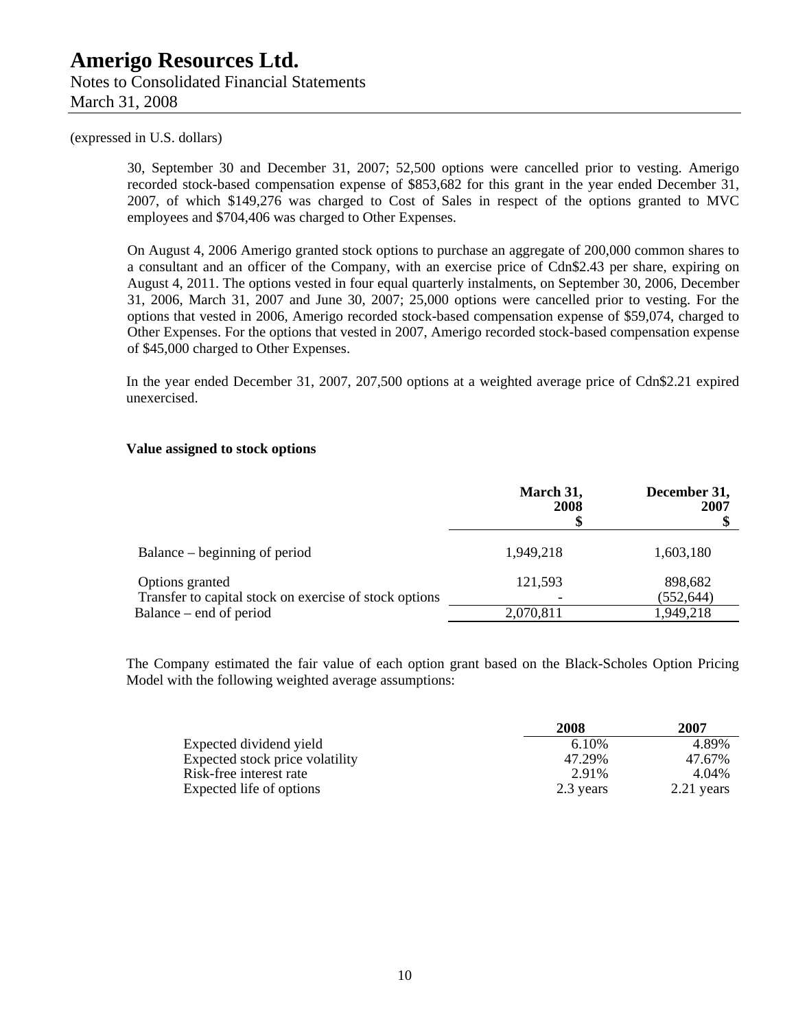(expressed in U.S. dollars)

30, September 30 and December 31, 2007; 52,500 options were cancelled prior to vesting. Amerigo recorded stock-based compensation expense of $853,682 for this grant in the year ended December 31, 2007, of which $149,276 was charged to Cost of Sales in respect of the options granted to MVC employees and $704,406 was charged to Other Expenses.

On August 4, 2006 Amerigo granted stock options to purchase an aggregate of 200,000 common shares to a consultant and an officer of the Company, with an exercise price of Cdn$2.43 per share, expiring on August 4, 2011. The options vested in four equal quarterly instalments, on September 30, 2006, December 31, 2006, March 31, 2007 and June 30, 2007; 25,000 options were cancelled prior to vesting. For the options that vested in 2006, Amerigo recorded stock-based compensation expense of $59,074, charged to Other Expenses. For the options that vested in 2007, Amerigo recorded stock-based compensation expense of $45,000 charged to Other Expenses.

In the year ended December 31, 2007, 207,500 options at a weighted average price of Cdn$2.21 expired unexercised.

**Value assigned to stock options**

| | March 31, 2008 $ | December 31, 2007 $ |
|---|---|---|
| Balance – beginning of period | 1,949,218 | 1,603,180 |
| Options granted | 121,593 | 898,682 |
| Transfer to capital stock on exercise of stock options | - | (552,644) |
| Balance – end of period | 2,070,811 | 1,949,218 |

The Company estimated the fair value of each option grant based on the Black-Scholes Option Pricing Model with the following weighted average assumptions:

| | 2008 | 2007 |
|---|---|---|
| Expected dividend yield | 6.10% | 4.89% |
| Expected stock price volatility | 47.29% | 47.67% |
| Risk-free interest rate | 2.91% | 4.04% |
| Expected life of options | 2.3 years | 2.21 years |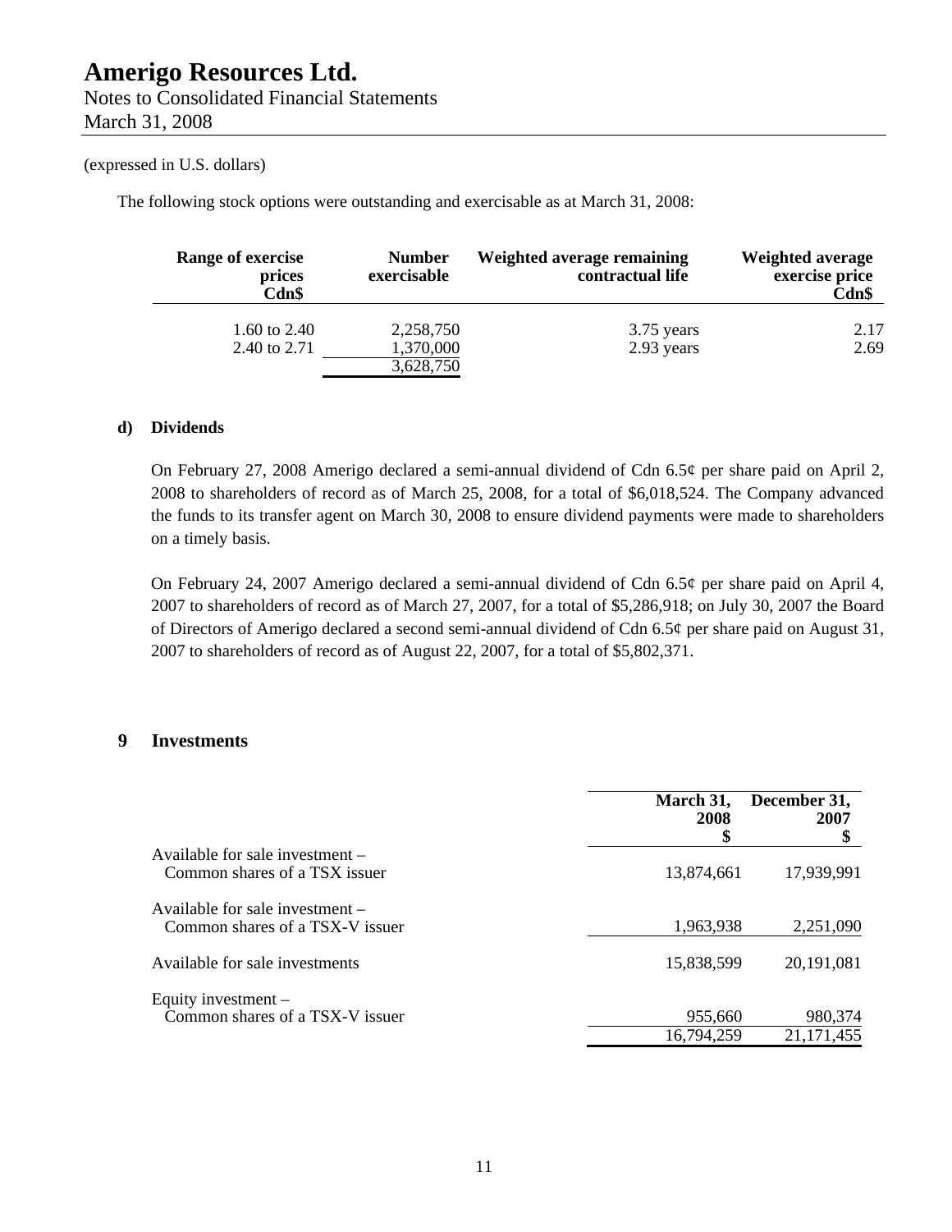(expressed in U.S. dollars)

The following stock options were outstanding and exercisable as at March 31, 2008:

| Range of exercise prices Cdn$ | Number exercisable | Weighted average remaining contractual life | Weighted average exercise price Cdn$ |
|---|---|---|---|
| 1.60 to 2.40 | 2,258,750 | 3.75 years | 2.17 |
| 2.40 to 2.71 | 1,370,000 | 2.93 years | 2.69 |
| | 3,628,750 | | |

**d) Dividends**

On February 27, 2008 Amerigo declared a semi-annual dividend of Cdn 6.5¢ per share paid on April 2, 2008 to shareholders of record as of March 25, 2008, for a total of $6,018,524. The Company advanced the funds to its transfer agent on March 30, 2008 to ensure dividend payments were made to shareholders on a timely basis.

On February 24, 2007 Amerigo declared a semi-annual dividend of Cdn 6.5¢ per share paid on April 4, 2007 to shareholders of record as of March 27, 2007, for a total of $5,286,918; on July 30, 2007 the Board of Directors of Amerigo declared a second semi-annual dividend of Cdn 6.5¢ per share paid on August 31, 2007 to shareholders of record as of August 22, 2007, for a total of $5,802,371.

## 9 Investments

| | March 31, 2008 $ | December 31, 2007 $ |
|---|---|---|
| Available for sale investment – Common shares of a TSX issuer | 13,874,661 | 17,939,991 |
| Available for sale investment – Common shares of a TSX-V issuer | 1,963,938 | 2,251,090 |
| Available for sale investments | 15,838,599 | 20,191,081 |
| Equity investment – Common shares of a TSX-V issuer | 955,660 | 980,374 |
| | 16,794,259 | 21,171,455 |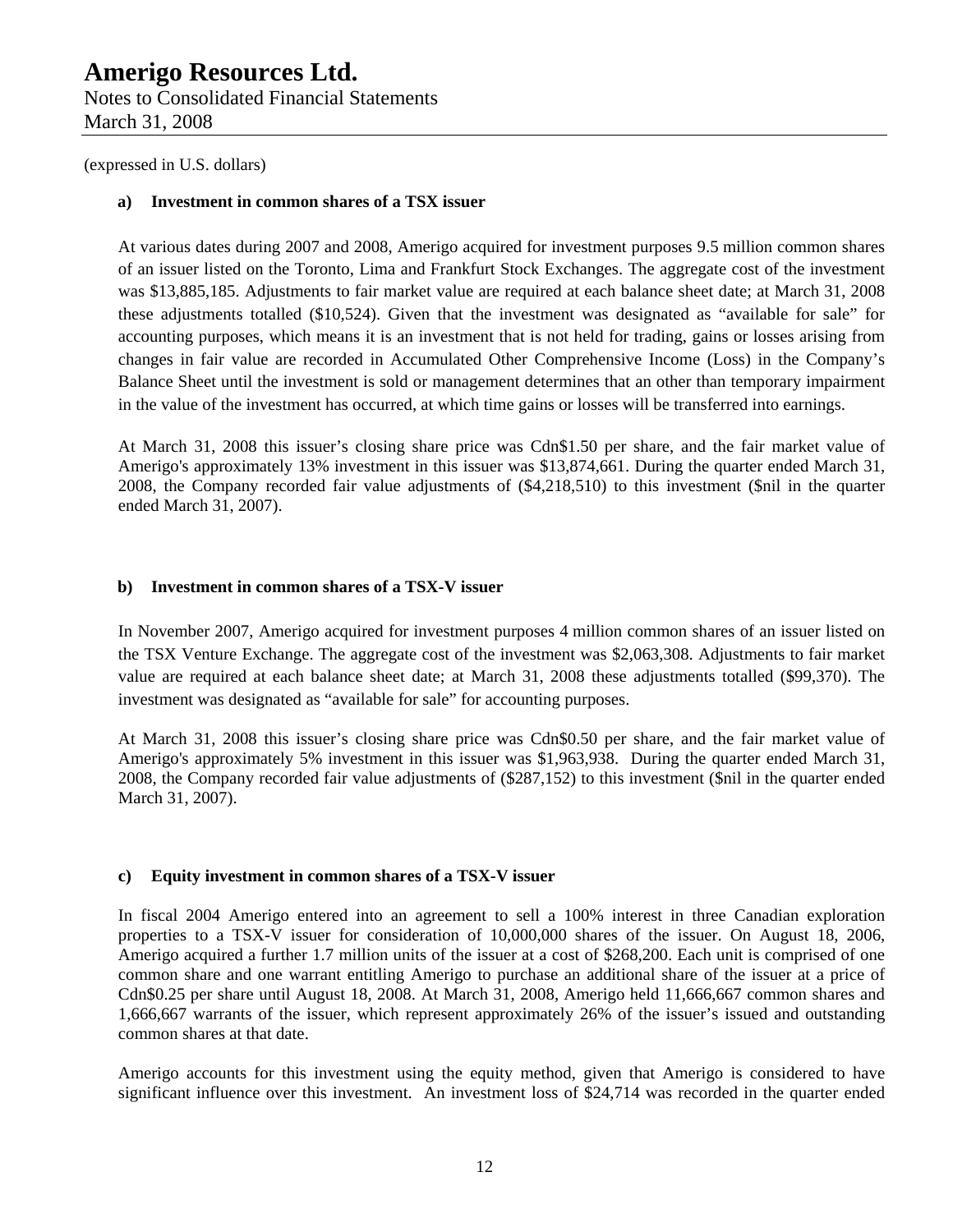(expressed in U.S. dollars)

**a) Investment in common shares of a TSX issuer**

At various dates during 2007 and 2008, Amerigo acquired for investment purposes 9.5 million common shares of an issuer listed on the Toronto, Lima and Frankfurt Stock Exchanges. The aggregate cost of the investment was $13,885,185. Adjustments to fair market value are required at each balance sheet date; at March 31, 2008 these adjustments totalled ($10,524). Given that the investment was designated as "available for sale" for accounting purposes, which means it is an investment that is not held for trading, gains or losses arising from changes in fair value are recorded in Accumulated Other Comprehensive Income (Loss) in the Company's Balance Sheet until the investment is sold or management determines that an other than temporary impairment in the value of the investment has occurred, at which time gains or losses will be transferred into earnings.

At March 31, 2008 this issuer's closing share price was Cdn$1.50 per share, and the fair market value of Amerigo's approximately 13% investment in this issuer was $13,874,661. During the quarter ended March 31, 2008, the Company recorded fair value adjustments of ($4,218,510) to this investment ($nil in the quarter ended March 31, 2007).

**b) Investment in common shares of a TSX-V issuer**

In November 2007, Amerigo acquired for investment purposes 4 million common shares of an issuer listed on the TSX Venture Exchange. The aggregate cost of the investment was $2,063,308. Adjustments to fair market value are required at each balance sheet date; at March 31, 2008 these adjustments totalled ($99,370). The investment was designated as "available for sale" for accounting purposes.

At March 31, 2008 this issuer's closing share price was Cdn$0.50 per share, and the fair market value of Amerigo's approximately 5% investment in this issuer was $1,963,938. During the quarter ended March 31, 2008, the Company recorded fair value adjustments of ($287,152) to this investment ($nil in the quarter ended March 31, 2007).

**c) Equity investment in common shares of a TSX-V issuer**

In fiscal 2004 Amerigo entered into an agreement to sell a 100% interest in three Canadian exploration properties to a TSX-V issuer for consideration of 10,000,000 shares of the issuer. On August 18, 2006, Amerigo acquired a further 1.7 million units of the issuer at a cost of $268,200. Each unit is comprised of one common share and one warrant entitling Amerigo to purchase an additional share of the issuer at a price of Cdn$0.25 per share until August 18, 2008. At March 31, 2008, Amerigo held 11,666,667 common shares and 1,666,667 warrants of the issuer, which represent approximately 26% of the issuer's issued and outstanding common shares at that date.

Amerigo accounts for this investment using the equity method, given that Amerigo is considered to have significant influence over this investment. An investment loss of $24,714 was recorded in the quarter ended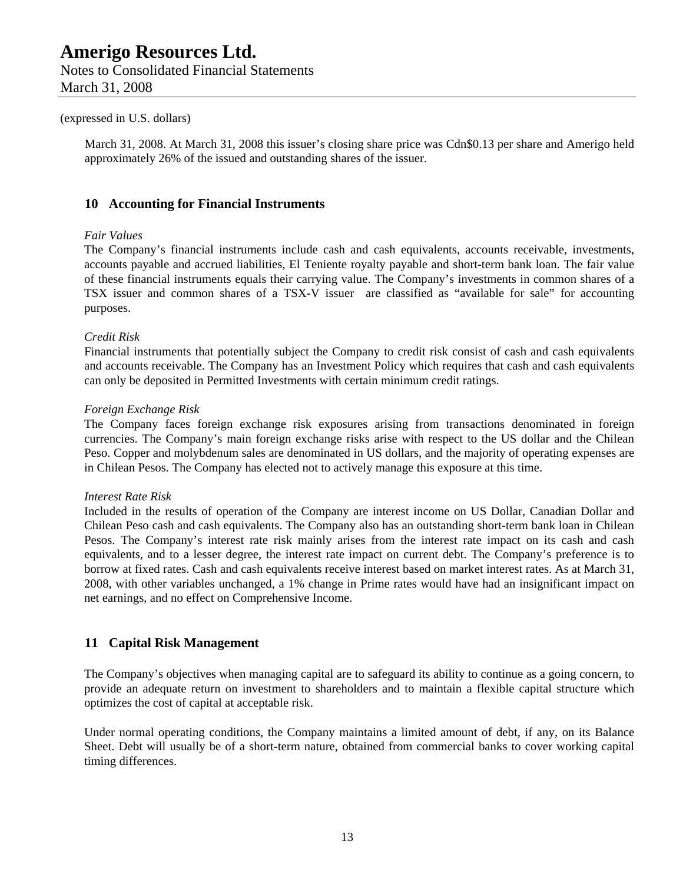(expressed in U.S. dollars)

March 31, 2008. At March 31, 2008 this issuer's closing share price was Cdn$0.13 per share and Amerigo held approximately 26% of the issued and outstanding shares of the issuer.

## 10 Accounting for Financial Instruments

*Fair Values*

The Company's financial instruments include cash and cash equivalents, accounts receivable, investments, accounts payable and accrued liabilities, El Teniente royalty payable and short-term bank loan. The fair value of these financial instruments equals their carrying value. The Company's investments in common shares of a TSX issuer and common shares of a TSX-V issuer are classified as "available for sale" for accounting purposes.

*Credit Risk*

Financial instruments that potentially subject the Company to credit risk consist of cash and cash equivalents and accounts receivable. The Company has an Investment Policy which requires that cash and cash equivalents can only be deposited in Permitted Investments with certain minimum credit ratings.

*Foreign Exchange Risk*

The Company faces foreign exchange risk exposures arising from transactions denominated in foreign currencies. The Company's main foreign exchange risks arise with respect to the US dollar and the Chilean Peso. Copper and molybdenum sales are denominated in US dollars, and the majority of operating expenses are in Chilean Pesos. The Company has elected not to actively manage this exposure at this time.

*Interest Rate Risk*

Included in the results of operation of the Company are interest income on US Dollar, Canadian Dollar and Chilean Peso cash and cash equivalents. The Company also has an outstanding short-term bank loan in Chilean Pesos. The Company's interest rate risk mainly arises from the interest rate impact on its cash and cash equivalents, and to a lesser degree, the interest rate impact on current debt. The Company's preference is to borrow at fixed rates. Cash and cash equivalents receive interest based on market interest rates. As at March 31, 2008, with other variables unchanged, a 1% change in Prime rates would have had an insignificant impact on net earnings, and no effect on Comprehensive Income.

## 11 Capital Risk Management

The Company's objectives when managing capital are to safeguard its ability to continue as a going concern, to provide an adequate return on investment to shareholders and to maintain a flexible capital structure which optimizes the cost of capital at acceptable risk.

Under normal operating conditions, the Company maintains a limited amount of debt, if any, on its Balance Sheet. Debt will usually be of a short-term nature, obtained from commercial banks to cover working capital timing differences.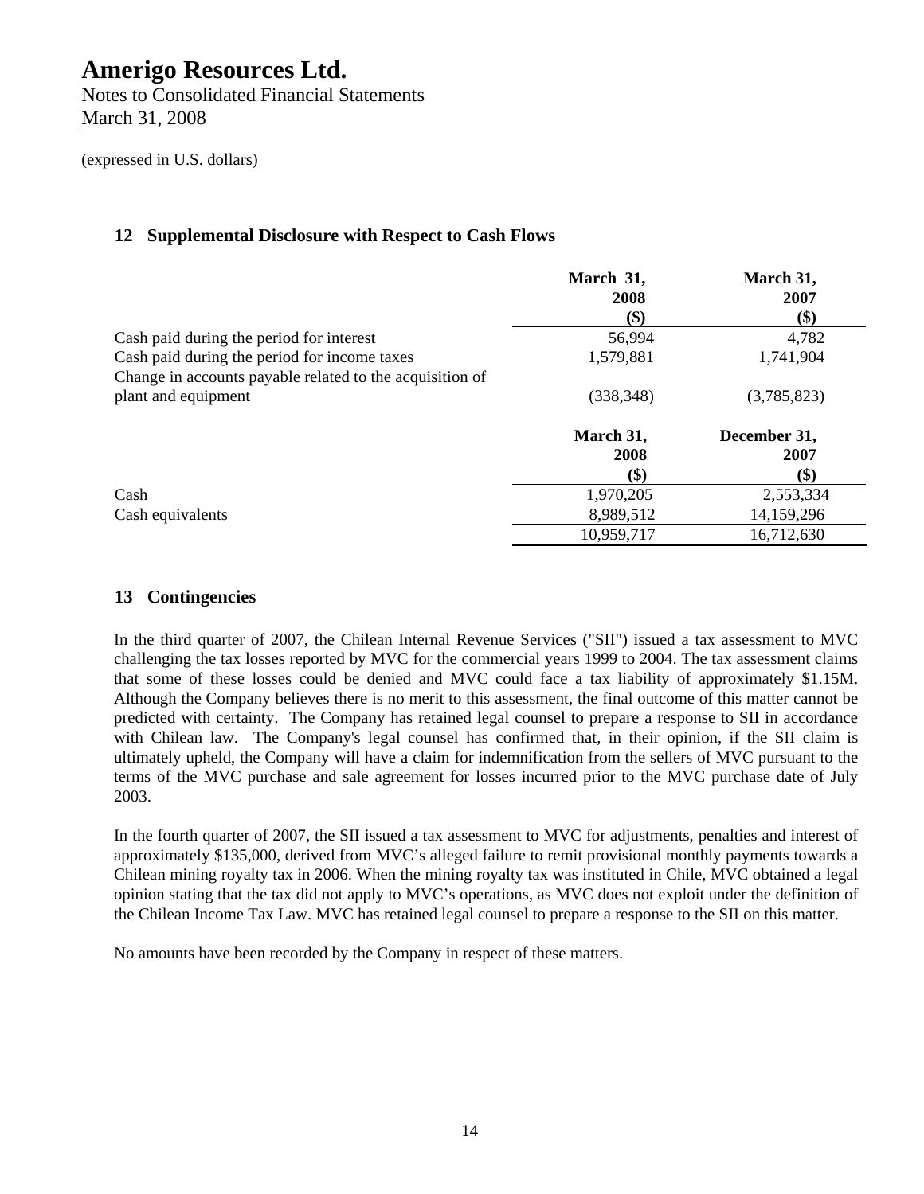# Amerigo Resources Ltd.

Notes to Consolidated Financial Statements
March 31, 2008

(expressed in U.S. dollars)

## 12 Supplemental Disclosure with Respect to Cash Flows

| | March 31, 2008 ($) | March 31, 2007 ($) |
|---|---|---|
| Cash paid during the period for interest | 56,994 | 4,782 |
| Cash paid during the period for income taxes | 1,579,881 | 1,741,904 |
| Change in accounts payable related to the acquisition of plant and equipment | (338,348) | (3,785,823) |

| | March 31, 2008 ($) | December 31, 2007 ($) |
|---|---|---|
| Cash | 1,970,205 | 2,553,334 |
| Cash equivalents | 8,989,512 | 14,159,296 |
| | 10,959,717 | 16,712,630 |

## 13 Contingencies

In the third quarter of 2007, the Chilean Internal Revenue Services ("SII") issued a tax assessment to MVC challenging the tax losses reported by MVC for the commercial years 1999 to 2004. The tax assessment claims that some of these losses could be denied and MVC could face a tax liability of approximately $1.15M. Although the Company believes there is no merit to this assessment, the final outcome of this matter cannot be predicted with certainty. The Company has retained legal counsel to prepare a response to SII in accordance with Chilean law. The Company's legal counsel has confirmed that, in their opinion, if the SII claim is ultimately upheld, the Company will have a claim for indemnification from the sellers of MVC pursuant to the terms of the MVC purchase and sale agreement for losses incurred prior to the MVC purchase date of July 2003.

In the fourth quarter of 2007, the SII issued a tax assessment to MVC for adjustments, penalties and interest of approximately $135,000, derived from MVC's alleged failure to remit provisional monthly payments towards a Chilean mining royalty tax in 2006. When the mining royalty tax was instituted in Chile, MVC obtained a legal opinion stating that the tax did not apply to MVC's operations, as MVC does not exploit under the definition of the Chilean Income Tax Law. MVC has retained legal counsel to prepare a response to the SII on this matter.

No amounts have been recorded by the Company in respect of these matters.